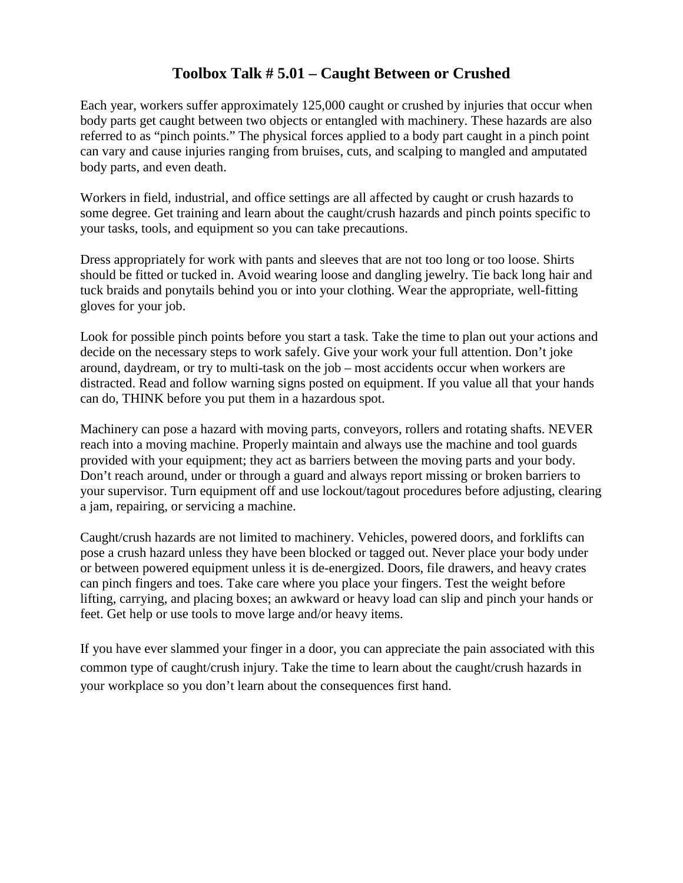# Toolbox Talk # 5.01 – Caught Between or Crushed

Each year, workers suffer approximately 125,000 caught or crushed by injuries that occur when body parts get caught between two objects or entangled with machinery. These hazards are also referred to as "pinch points." The physical forces applied to a body part caught in a pinch point can vary and cause injuries ranging from bruises, cuts, and scalping to mangled and amputated body parts, and even death.

Workers in field, industrial, and office settings are all affected by caught or crush hazards to some degree. Get training and learn about the caught/crush hazards and pinch points specific to your tasks, tools, and equipment so you can take precautions.

Dress appropriately for work with pants and sleeves that are not too long or too loose. Shirts should be fitted or tucked in. Avoid wearing loose and dangling jewelry. Tie back long hair and tuck braids and ponytails behind you or into your clothing. Wear the appropriate, well-fitting gloves for your job.

Look for possible pinch points before you start a task. Take the time to plan out your actions and decide on the necessary steps to work safely. Give your work your full attention. Don't joke around, daydream, or try to multi-task on the job – most accidents occur when workers are distracted. Read and follow warning signs posted on equipment. If you value all that your hands can do, THINK before you put them in a hazardous spot.

Machinery can pose a hazard with moving parts, conveyors, rollers and rotating shafts. NEVER reach into a moving machine. Properly maintain and always use the machine and tool guards provided with your equipment; they act as barriers between the moving parts and your body. Don't reach around, under or through a guard and always report missing or broken barriers to your supervisor. Turn equipment off and use lockout/tagout procedures before adjusting, clearing a jam, repairing, or servicing a machine.

Caught/crush hazards are not limited to machinery. Vehicles, powered doors, and forklifts can pose a crush hazard unless they have been blocked or tagged out. Never place your body under or between powered equipment unless it is de-energized. Doors, file drawers, and heavy crates can pinch fingers and toes. Take care where you place your fingers. Test the weight before lifting, carrying, and placing boxes; an awkward or heavy load can slip and pinch your hands or feet. Get help or use tools to move large and/or heavy items.

If you have ever slammed your finger in a door, you can appreciate the pain associated with this common type of caught/crush injury. Take the time to learn about the caught/crush hazards in your workplace so you don't learn about the consequences first hand.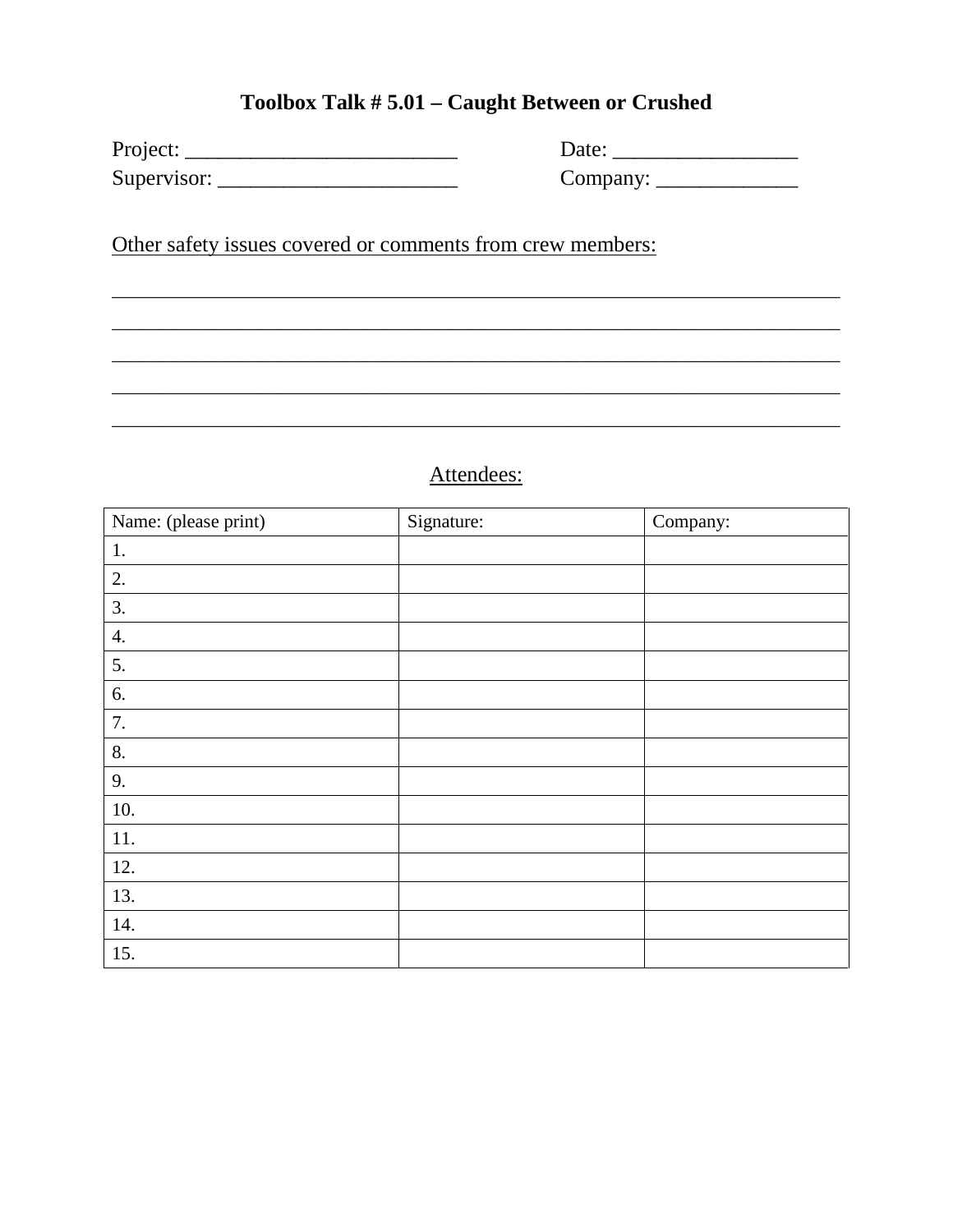# Toolbox Talk # 5.01 – Caught Between or Crushed

Project: _________________________ Date: _________________

Supervisor: ______________________ Company: _____________

Other safety issues covered or comments from crew members:

_____________________________________________________________________________

_____________________________________________________________________________

_____________________________________________________________________________

_____________________________________________________________________________

_____________________________________________________________________________

Attendees:

| Name: (please print) | Signature: | Company: |
|---|---|---|
| 1. | | |
| 2. | | |
| 3. | | |
| 4. | | |
| 5. | | |
| 6. | | |
| 7. | | |
| 8. | | |
| 9. | | |
| 10. | | |
| 11. | | |
| 12. | | |
| 13. | | |
| 14. | | |
| 15. | | |